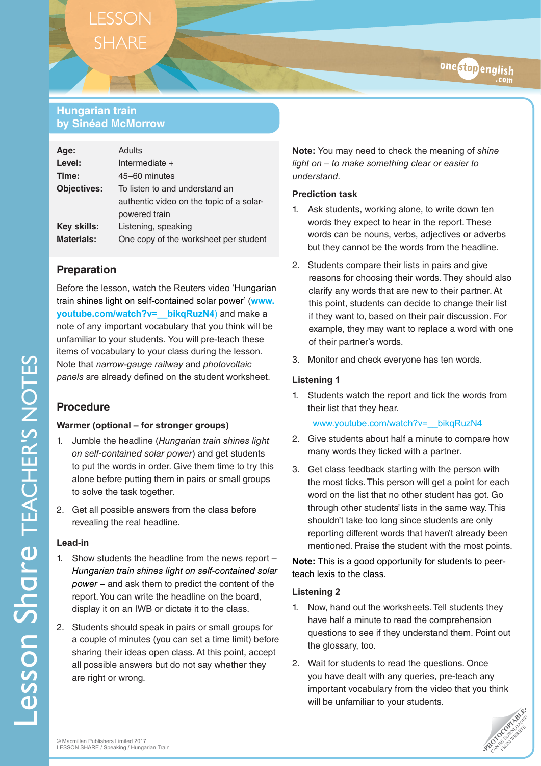# Hungarian train
## by Sinéad McMorrow

| | |
|---|---|
| **Age:** | Adults |
| **Level:** | Intermediate + |
| **Time:** | 45–60 minutes |
| **Objectives:** | To listen to and understand an authentic video on the topic of a solar-powered train |
| **Key skills:** | Listening, speaking |
| **Materials:** | One copy of the worksheet per student |

### Preparation

Before the lesson, watch the Reuters video 'Hungarian train shines light on self-contained solar power' (www.youtube.com/watch?v=__bikqRuzN4) and make a note of any important vocabulary that you think will be unfamiliar to your students. You will pre-teach these items of vocabulary to your class during the lesson. Note that *narrow-gauge railway* and *photovoltaic panels* are already defined on the student worksheet.

### Procedure

**Warmer (optional – for stronger groups)**

1. Jumble the headline (*Hungarian train shines light on self-contained solar power*) and get students to put the words in order. Give them time to try this alone before putting them in pairs or small groups to solve the task together.
2. Get all possible answers from the class before revealing the real headline.

**Lead-in**

1. Show students the headline from the news report – *Hungarian train shines light on self-contained solar power* – and ask them to predict the content of the report. You can write the headline on the board, display it on an IWB or dictate it to the class.
2. Students should speak in pairs or small groups for a couple of minutes (you can set a time limit) before sharing their ideas open class. At this point, accept all possible answers but do not say whether they are right or wrong.

**Note:** You may need to check the meaning of *shine light on – to make something clear or easier to understand*.

**Prediction task**

1. Ask students, working alone, to write down ten words they expect to hear in the report. These words can be nouns, verbs, adjectives or adverbs but they cannot be the words from the headline.
2. Students compare their lists in pairs and give reasons for choosing their words. They should also clarify any words that are new to their partner. At this point, students can decide to change their list if they want to, based on their pair discussion. For example, they may want to replace a word with one of their partner's words.
3. Monitor and check everyone has ten words.

**Listening 1**

1. Students watch the report and tick the words from their list that they hear.

   www.youtube.com/watch?v=__bikqRuzN4
2. Give students about half a minute to compare how many words they ticked with a partner.
3. Get class feedback starting with the person with the most ticks. This person will get a point for each word on the list that no other student has got. Go through other students' lists in the same way. This shouldn't take too long since students are only reporting different words that haven't already been mentioned. Praise the student with the most points.

**Note:** This is a good opportunity for students to peer-teach lexis to the class.

**Listening 2**

1. Now, hand out the worksheets. Tell students they have half a minute to read the comprehension questions to see if they understand them. Point out the glossary, too.
2. Wait for students to read the questions. Once you have dealt with any queries, pre-teach any important vocabulary from the video that you think will be unfamiliar to your students.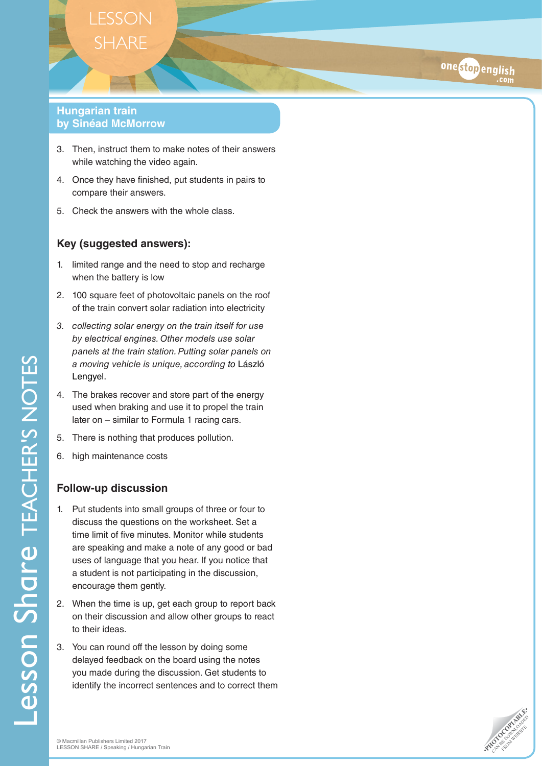## Hungarian train
## by Sinéad McMorrow

3. Then, instruct them to make notes of their answers while watching the video again.
4. Once they have finished, put students in pairs to compare their answers.
5. Check the answers with the whole class.

### Key (suggested answers):

1. limited range and the need to stop and recharge when the battery is low
2. 100 square feet of photovoltaic panels on the roof of the train convert solar radiation into electricity
3. *collecting solar energy on the train itself for use by electrical engines. Other models use solar panels at the train station. Putting solar panels on a moving vehicle is unique, according to* László Lengyel.
4. The brakes recover and store part of the energy used when braking and use it to propel the train later on – similar to Formula 1 racing cars.
5. There is nothing that produces pollution.
6. high maintenance costs

### Follow-up discussion

1. Put students into small groups of three or four to discuss the questions on the worksheet. Set a time limit of five minutes. Monitor while students are speaking and make a note of any good or bad uses of language that you hear. If you notice that a student is not participating in the discussion, encourage them gently.
2. When the time is up, get each group to report back on their discussion and allow other groups to react to their ideas.
3. You can round off the lesson by doing some delayed feedback on the board using the notes you made during the discussion. Get students to identify the incorrect sentences and to correct them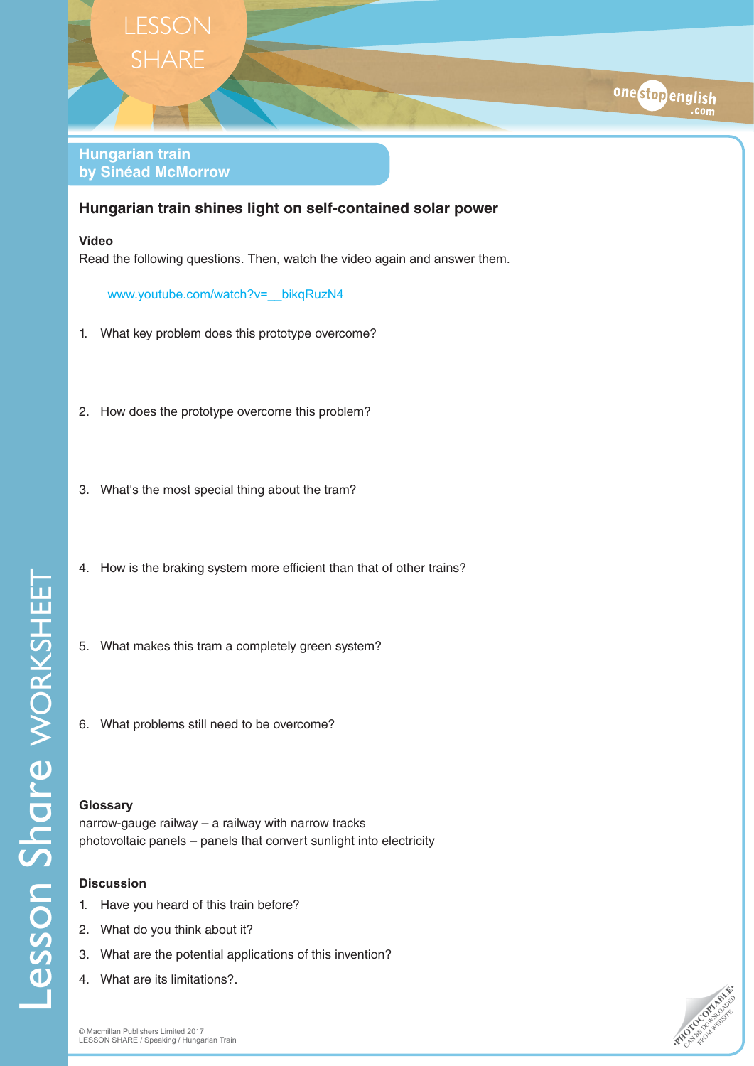## Hungarian train
## by Sinéad McMorrow

### Hungarian train shines light on self-contained solar power

**Video**

Read the following questions. Then, watch the video again and answer them.

www.youtube.com/watch?v=__bikqRuzN4

1. What key problem does this prototype overcome?

2. How does the prototype overcome this problem?

3. What's the most special thing about the tram?

4. How is the braking system more efficient than that of other trains?

5. What makes this tram a completely green system?

6. What problems still need to be overcome?

**Glossary**

narrow-gauge railway – a railway with narrow tracks

photovoltaic panels – panels that convert sunlight into electricity

**Discussion**

1. Have you heard of this train before?
2. What do you think about it?
3. What are the potential applications of this invention?
4. What are its limitations?.

© Macmillan Publishers Limited 2017
LESSON SHARE / Speaking / Hungarian Train